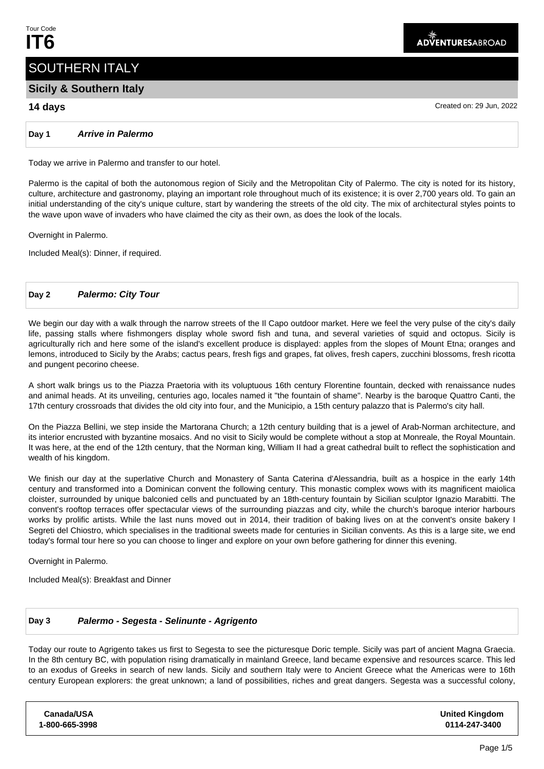Tour Code
# IT6

ADVENTURESABROAD

## SOUTHERN ITALY

### Sicily & Southern Italy

**14 days**

Created on: 29 Jun, 2022

### Day 1 *Arrive in Palermo*

Today we arrive in Palermo and transfer to our hotel.

Palermo is the capital of both the autonomous region of Sicily and the Metropolitan City of Palermo. The city is noted for its history, culture, architecture and gastronomy, playing an important role throughout much of its existence; it is over 2,700 years old. To gain an initial understanding of the city's unique culture, start by wandering the streets of the old city. The mix of architectural styles points to the wave upon wave of invaders who have claimed the city as their own, as does the look of the locals.

Overnight in Palermo.

Included Meal(s): Dinner, if required.

### Day 2 *Palermo: City Tour*

We begin our day with a walk through the narrow streets of the Il Capo outdoor market. Here we feel the very pulse of the city's daily life, passing stalls where fishmongers display whole sword fish and tuna, and several varieties of squid and octopus. Sicily is agriculturally rich and here some of the island's excellent produce is displayed: apples from the slopes of Mount Etna; oranges and lemons, introduced to Sicily by the Arabs; cactus pears, fresh figs and grapes, fat olives, fresh capers, zucchini blossoms, fresh ricotta and pungent pecorino cheese.

A short walk brings us to the Piazza Praetoria with its voluptuous 16th century Florentine fountain, decked with renaissance nudes and animal heads. At its unveiling, centuries ago, locales named it "the fountain of shame". Nearby is the baroque Quattro Canti, the 17th century crossroads that divides the old city into four, and the Municipio, a 15th century palazzo that is Palermo's city hall.

On the Piazza Bellini, we step inside the Martorana Church; a 12th century building that is a jewel of Arab-Norman architecture, and its interior encrusted with byzantine mosaics. And no visit to Sicily would be complete without a stop at Monreale, the Royal Mountain. It was here, at the end of the 12th century, that the Norman king, William II had a great cathedral built to reflect the sophistication and wealth of his kingdom.

We finish our day at the superlative Church and Monastery of Santa Caterina d'Alessandria, built as a hospice in the early 14th century and transformed into a Dominican convent the following century. This monastic complex wows with its magnificent maiolica cloister, surrounded by unique balconied cells and punctuated by an 18th-century fountain by Sicilian sculptor Ignazio Marabitti. The convent's rooftop terraces offer spectacular views of the surrounding piazzas and city, while the church's baroque interior harbours works by prolific artists. While the last nuns moved out in 2014, their tradition of baking lives on at the convent's onsite bakery I Segreti del Chiostro, which specialises in the traditional sweets made for centuries in Sicilian convents. As this is a large site, we end today's formal tour here so you can choose to linger and explore on your own before gathering for dinner this evening.

Overnight in Palermo.

Included Meal(s): Breakfast and Dinner

### Day 3 *Palermo - Segesta - Selinunte - Agrigento*

Today our route to Agrigento takes us first to Segesta to see the picturesque Doric temple. Sicily was part of ancient Magna Graecia. In the 8th century BC, with population rising dramatically in mainland Greece, land became expensive and resources scarce. This led to an exodus of Greeks in search of new lands. Sicily and southern Italy were to Ancient Greece what the Americas were to 16th century European explorers: the great unknown; a land of possibilities, riches and great dangers. Segesta was a successful colony,

**Canada/USA**
**1-800-665-3998**

**United Kingdom**
**0114-247-3400**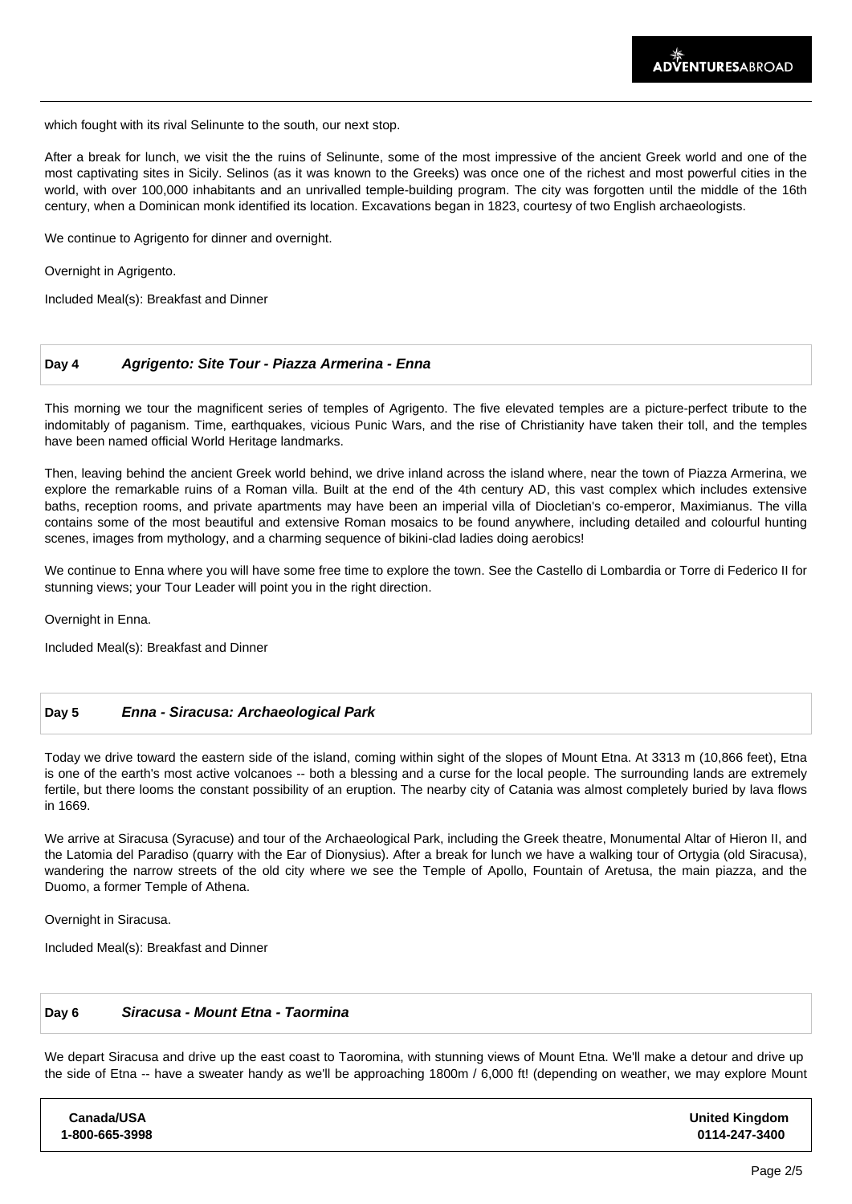which fought with its rival Selinunte to the south, our next stop.

After a break for lunch, we visit the the ruins of Selinunte, some of the most impressive of the ancient Greek world and one of the most captivating sites in Sicily. Selinos (as it was known to the Greeks) was once one of the richest and most powerful cities in the world, with over 100,000 inhabitants and an unrivalled temple-building program. The city was forgotten until the middle of the 16th century, when a Dominican monk identified its location. Excavations began in 1823, courtesy of two English archaeologists.

We continue to Agrigento for dinner and overnight.

Overnight in Agrigento.

Included Meal(s): Breakfast and Dinner

### Day 4 ***Agrigento: Site Tour - Piazza Armerina - Enna***

This morning we tour the magnificent series of temples of Agrigento. The five elevated temples are a picture-perfect tribute to the indomitably of paganism. Time, earthquakes, vicious Punic Wars, and the rise of Christianity have taken their toll, and the temples have been named official World Heritage landmarks.

Then, leaving behind the ancient Greek world behind, we drive inland across the island where, near the town of Piazza Armerina, we explore the remarkable ruins of a Roman villa. Built at the end of the 4th century AD, this vast complex which includes extensive baths, reception rooms, and private apartments may have been an imperial villa of Diocletian's co-emperor, Maximianus. The villa contains some of the most beautiful and extensive Roman mosaics to be found anywhere, including detailed and colourful hunting scenes, images from mythology, and a charming sequence of bikini-clad ladies doing aerobics!

We continue to Enna where you will have some free time to explore the town. See the Castello di Lombardia or Torre di Federico II for stunning views; your Tour Leader will point you in the right direction.

Overnight in Enna.

Included Meal(s): Breakfast and Dinner

### Day 5 ***Enna - Siracusa: Archaeological Park***

Today we drive toward the eastern side of the island, coming within sight of the slopes of Mount Etna. At 3313 m (10,866 feet), Etna is one of the earth's most active volcanoes -- both a blessing and a curse for the local people. The surrounding lands are extremely fertile, but there looms the constant possibility of an eruption. The nearby city of Catania was almost completely buried by lava flows in 1669.

We arrive at Siracusa (Syracuse) and tour of the Archaeological Park, including the Greek theatre, Monumental Altar of Hieron II, and the Latomia del Paradiso (quarry with the Ear of Dionysius). After a break for lunch we have a walking tour of Ortygia (old Siracusa), wandering the narrow streets of the old city where we see the Temple of Apollo, Fountain of Aretusa, the main piazza, and the Duomo, a former Temple of Athena.

Overnight in Siracusa.

Included Meal(s): Breakfast and Dinner

### Day 6 ***Siracusa - Mount Etna - Taormina***

We depart Siracusa and drive up the east coast to Taoromina, with stunning views of Mount Etna. We'll make a detour and drive up the side of Etna -- have a sweater handy as we'll be approaching 1800m / 6,000 ft! (depending on weather, we may explore Mount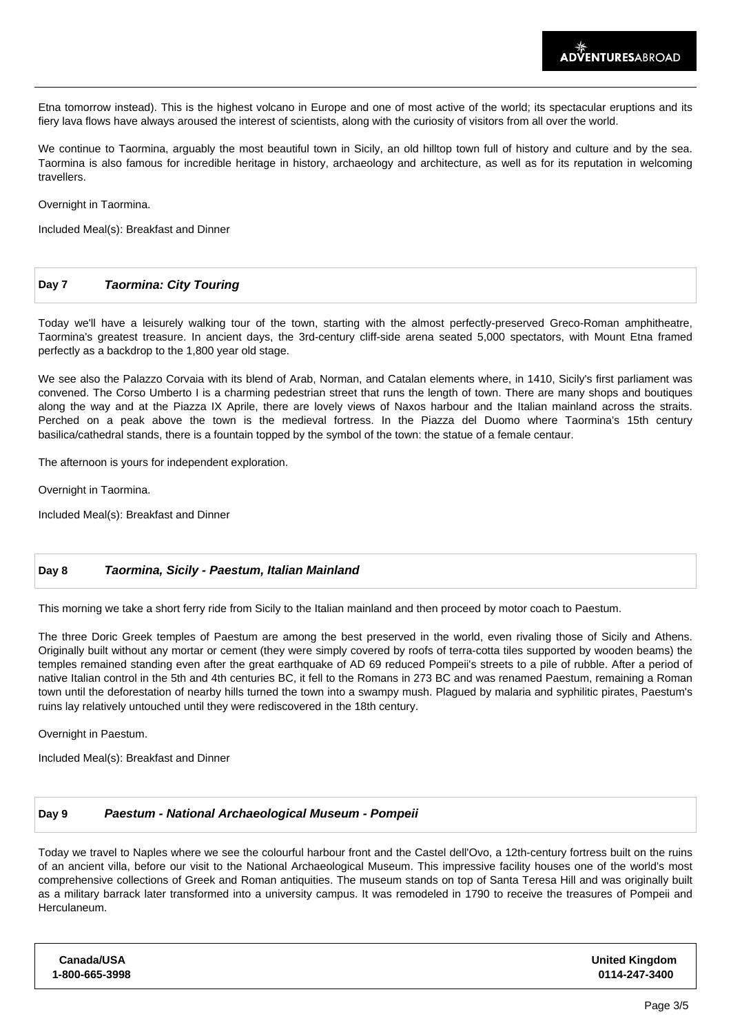Etna tomorrow instead). This is the highest volcano in Europe and one of most active of the world; its spectacular eruptions and its fiery lava flows have always aroused the interest of scientists, along with the curiosity of visitors from all over the world.

We continue to Taormina, arguably the most beautiful town in Sicily, an old hilltop town full of history and culture and by the sea. Taormina is also famous for incredible heritage in history, archaeology and architecture, as well as for its reputation in welcoming travellers.

Overnight in Taormina.

Included Meal(s): Breakfast and Dinner

## Day 7 *Taormina: City Touring*

Today we'll have a leisurely walking tour of the town, starting with the almost perfectly-preserved Greco-Roman amphitheatre, Taormina's greatest treasure. In ancient days, the 3rd-century cliff-side arena seated 5,000 spectators, with Mount Etna framed perfectly as a backdrop to the 1,800 year old stage.

We see also the Palazzo Corvaia with its blend of Arab, Norman, and Catalan elements where, in 1410, Sicily's first parliament was convened. The Corso Umberto I is a charming pedestrian street that runs the length of town. There are many shops and boutiques along the way and at the Piazza IX Aprile, there are lovely views of Naxos harbour and the Italian mainland across the straits. Perched on a peak above the town is the medieval fortress. In the Piazza del Duomo where Taormina's 15th century basilica/cathedral stands, there is a fountain topped by the symbol of the town: the statue of a female centaur.

The afternoon is yours for independent exploration.

Overnight in Taormina.

Included Meal(s): Breakfast and Dinner

## Day 8 *Taormina, Sicily - Paestum, Italian Mainland*

This morning we take a short ferry ride from Sicily to the Italian mainland and then proceed by motor coach to Paestum.

The three Doric Greek temples of Paestum are among the best preserved in the world, even rivaling those of Sicily and Athens. Originally built without any mortar or cement (they were simply covered by roofs of terra-cotta tiles supported by wooden beams) the temples remained standing even after the great earthquake of AD 69 reduced Pompeii's streets to a pile of rubble. After a period of native Italian control in the 5th and 4th centuries BC, it fell to the Romans in 273 BC and was renamed Paestum, remaining a Roman town until the deforestation of nearby hills turned the town into a swampy mush. Plagued by malaria and syphilitic pirates, Paestum's ruins lay relatively untouched until they were rediscovered in the 18th century.

Overnight in Paestum.

Included Meal(s): Breakfast and Dinner

## Day 9 *Paestum - National Archaeological Museum - Pompeii*

Today we travel to Naples where we see the colourful harbour front and the Castel dell'Ovo, a 12th-century fortress built on the ruins of an ancient villa, before our visit to the National Archaeological Museum. This impressive facility houses one of the world's most comprehensive collections of Greek and Roman antiquities. The museum stands on top of Santa Teresa Hill and was originally built as a military barrack later transformed into a university campus. It was remodeled in 1790 to receive the treasures of Pompeii and Herculaneum.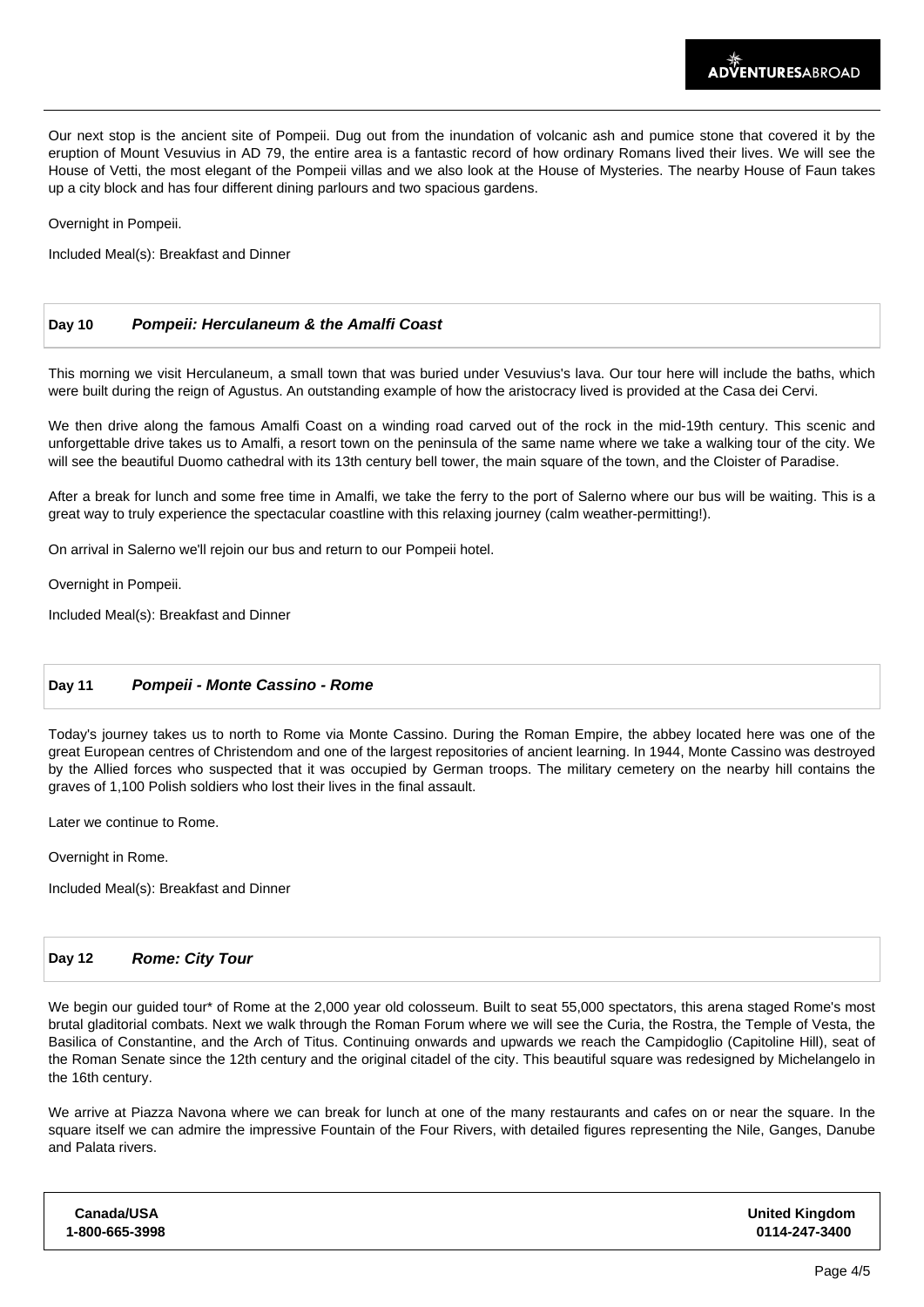Our next stop is the ancient site of Pompeii. Dug out from the inundation of volcanic ash and pumice stone that covered it by the eruption of Mount Vesuvius in AD 79, the entire area is a fantastic record of how ordinary Romans lived their lives. We will see the House of Vetti, the most elegant of the Pompeii villas and we also look at the House of Mysteries. The nearby House of Faun takes up a city block and has four different dining parlours and two spacious gardens.

Overnight in Pompeii.

Included Meal(s): Breakfast and Dinner

## Day 10 *Pompeii: Herculaneum & the Amalfi Coast*

This morning we visit Herculaneum, a small town that was buried under Vesuvius's lava. Our tour here will include the baths, which were built during the reign of Agustus. An outstanding example of how the aristocracy lived is provided at the Casa dei Cervi.

We then drive along the famous Amalfi Coast on a winding road carved out of the rock in the mid-19th century. This scenic and unforgettable drive takes us to Amalfi, a resort town on the peninsula of the same name where we take a walking tour of the city. We will see the beautiful Duomo cathedral with its 13th century bell tower, the main square of the town, and the Cloister of Paradise.

After a break for lunch and some free time in Amalfi, we take the ferry to the port of Salerno where our bus will be waiting. This is a great way to truly experience the spectacular coastline with this relaxing journey (calm weather-permitting!).

On arrival in Salerno we'll rejoin our bus and return to our Pompeii hotel.

Overnight in Pompeii.

Included Meal(s): Breakfast and Dinner

## Day 11 *Pompeii - Monte Cassino - Rome*

Today's journey takes us to north to Rome via Monte Cassino. During the Roman Empire, the abbey located here was one of the great European centres of Christendom and one of the largest repositories of ancient learning. In 1944, Monte Cassino was destroyed by the Allied forces who suspected that it was occupied by German troops. The military cemetery on the nearby hill contains the graves of 1,100 Polish soldiers who lost their lives in the final assault.

Later we continue to Rome.

Overnight in Rome.

Included Meal(s): Breakfast and Dinner

## Day 12 *Rome: City Tour*

We begin our guided tour* of Rome at the 2,000 year old colosseum. Built to seat 55,000 spectators, this arena staged Rome's most brutal gladitorial combats. Next we walk through the Roman Forum where we will see the Curia, the Rostra, the Temple of Vesta, the Basilica of Constantine, and the Arch of Titus. Continuing onwards and upwards we reach the Campidoglio (Capitoline Hill), seat of the Roman Senate since the 12th century and the original citadel of the city. This beautiful square was redesigned by Michelangelo in the 16th century.

We arrive at Piazza Navona where we can break for lunch at one of the many restaurants and cafes on or near the square. In the square itself we can admire the impressive Fountain of the Four Rivers, with detailed figures representing the Nile, Ganges, Danube and Palata rivers.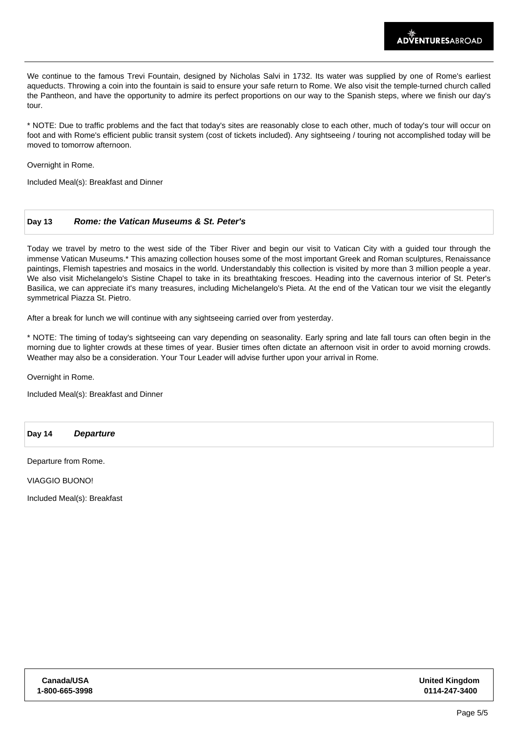We continue to the famous Trevi Fountain, designed by Nicholas Salvi in 1732. Its water was supplied by one of Rome's earliest aqueducts. Throwing a coin into the fountain is said to ensure your safe return to Rome. We also visit the temple-turned church called the Pantheon, and have the opportunity to admire its perfect proportions on our way to the Spanish steps, where we finish our day's tour.

* NOTE: Due to traffic problems and the fact that today's sites are reasonably close to each other, much of today's tour will occur on foot and with Rome's efficient public transit system (cost of tickets included). Any sightseeing / touring not accomplished today will be moved to tomorrow afternoon.

Overnight in Rome.

Included Meal(s): Breakfast and Dinner

### Day 13 *Rome: the Vatican Museums & St. Peter's*

Today we travel by metro to the west side of the Tiber River and begin our visit to Vatican City with a guided tour through the immense Vatican Museums.* This amazing collection houses some of the most important Greek and Roman sculptures, Renaissance paintings, Flemish tapestries and mosaics in the world. Understandably this collection is visited by more than 3 million people a year. We also visit Michelangelo's Sistine Chapel to take in its breathtaking frescoes. Heading into the cavernous interior of St. Peter's Basilica, we can appreciate it's many treasures, including Michelangelo's Pieta. At the end of the Vatican tour we visit the elegantly symmetrical Piazza St. Pietro.

After a break for lunch we will continue with any sightseeing carried over from yesterday.

* NOTE: The timing of today's sightseeing can vary depending on seasonality. Early spring and late fall tours can often begin in the morning due to lighter crowds at these times of year. Busier times often dictate an afternoon visit in order to avoid morning crowds. Weather may also be a consideration. Your Tour Leader will advise further upon your arrival in Rome.

Overnight in Rome.

Included Meal(s): Breakfast and Dinner

### Day 14 *Departure*

Departure from Rome.

VIAGGIO BUONO!

Included Meal(s): Breakfast

**Canada/USA**
**1-800-665-3998**

**United Kingdom**
**0114-247-3400**